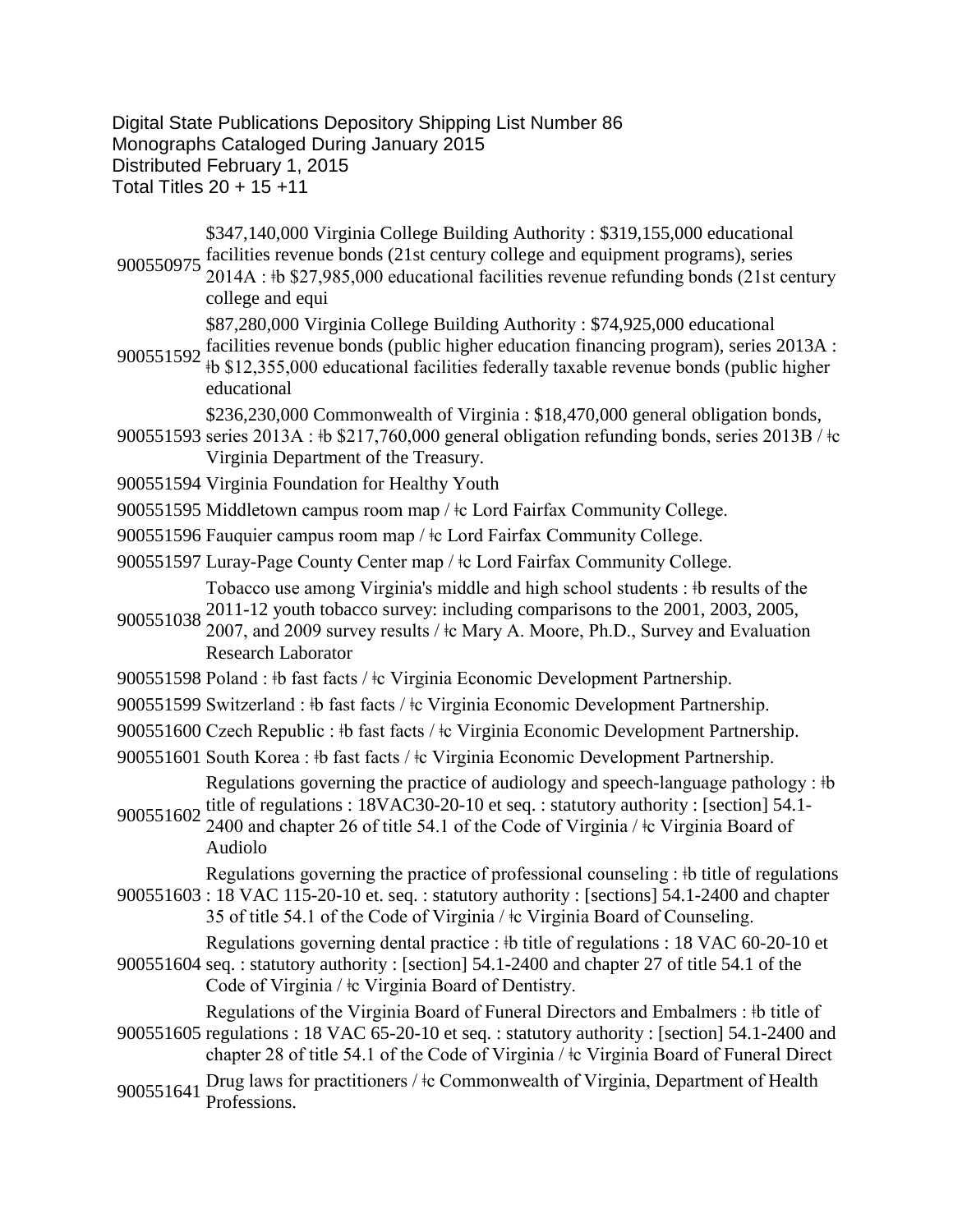Digital State Publications Depository Shipping List Number 86
Monographs Cataloged During January 2015
Distributed February 1, 2015
Total Titles 20 + 15 +11

| | |
|---|---|
| 900550975 | $347,140,000 Virginia College Building Authority : $319,155,000 educational facilities revenue bonds (21st century college and equipment programs), series 2014A : ǂb $27,985,000 educational facilities revenue refunding bonds (21st century college and equi |
| 900551592 | $87,280,000 Virginia College Building Authority : $74,925,000 educational facilities revenue bonds (public higher education financing program), series 2013A : ǂb $12,355,000 educational facilities federally taxable revenue bonds (public higher educational |
| 900551593 | $236,230,000 Commonwealth of Virginia : $18,470,000 general obligation bonds, series 2013A : ǂb $217,760,000 general obligation refunding bonds, series 2013B / ǂc Virginia Department of the Treasury. |
| 900551594 | Virginia Foundation for Healthy Youth |
| 900551595 | Middletown campus room map / ǂc Lord Fairfax Community College. |
| 900551596 | Fauquier campus room map / ǂc Lord Fairfax Community College. |
| 900551597 | Luray-Page County Center map / ǂc Lord Fairfax Community College. |
| 900551038 | Tobacco use among Virginia's middle and high school students : ǂb results of the 2011-12 youth tobacco survey: including comparisons to the 2001, 2003, 2005, 2007, and 2009 survey results / ǂc Mary A. Moore, Ph.D., Survey and Evaluation Research Laborator |
| 900551598 | Poland : ǂb fast facts / ǂc Virginia Economic Development Partnership. |
| 900551599 | Switzerland : ǂb fast facts / ǂc Virginia Economic Development Partnership. |
| 900551600 | Czech Republic : ǂb fast facts / ǂc Virginia Economic Development Partnership. |
| 900551601 | South Korea : ǂb fast facts / ǂc Virginia Economic Development Partnership. |
| 900551602 | Regulations governing the practice of audiology and speech-language pathology : ǂb title of regulations : 18VAC30-20-10 et seq. : statutory authority : [section] 54.1-2400 and chapter 26 of title 54.1 of the Code of Virginia / ǂc Virginia Board of Audiolo |
| 900551603 | Regulations governing the practice of professional counseling : ǂb title of regulations : 18 VAC 115-20-10 et. seq. : statutory authority : [sections] 54.1-2400 and chapter 35 of title 54.1 of the Code of Virginia / ǂc Virginia Board of Counseling. |
| 900551604 | Regulations governing dental practice : ǂb title of regulations : 18 VAC 60-20-10 et seq. : statutory authority : [section] 54.1-2400 and chapter 27 of title 54.1 of the Code of Virginia / ǂc Virginia Board of Dentistry. |
| 900551605 | Regulations of the Virginia Board of Funeral Directors and Embalmers : ǂb title of regulations : 18 VAC 65-20-10 et seq. : statutory authority : [section] 54.1-2400 and chapter 28 of title 54.1 of the Code of Virginia / ǂc Virginia Board of Funeral Direct |
| 900551641 | Drug laws for practitioners / ǂc Commonwealth of Virginia, Department of Health Professions. |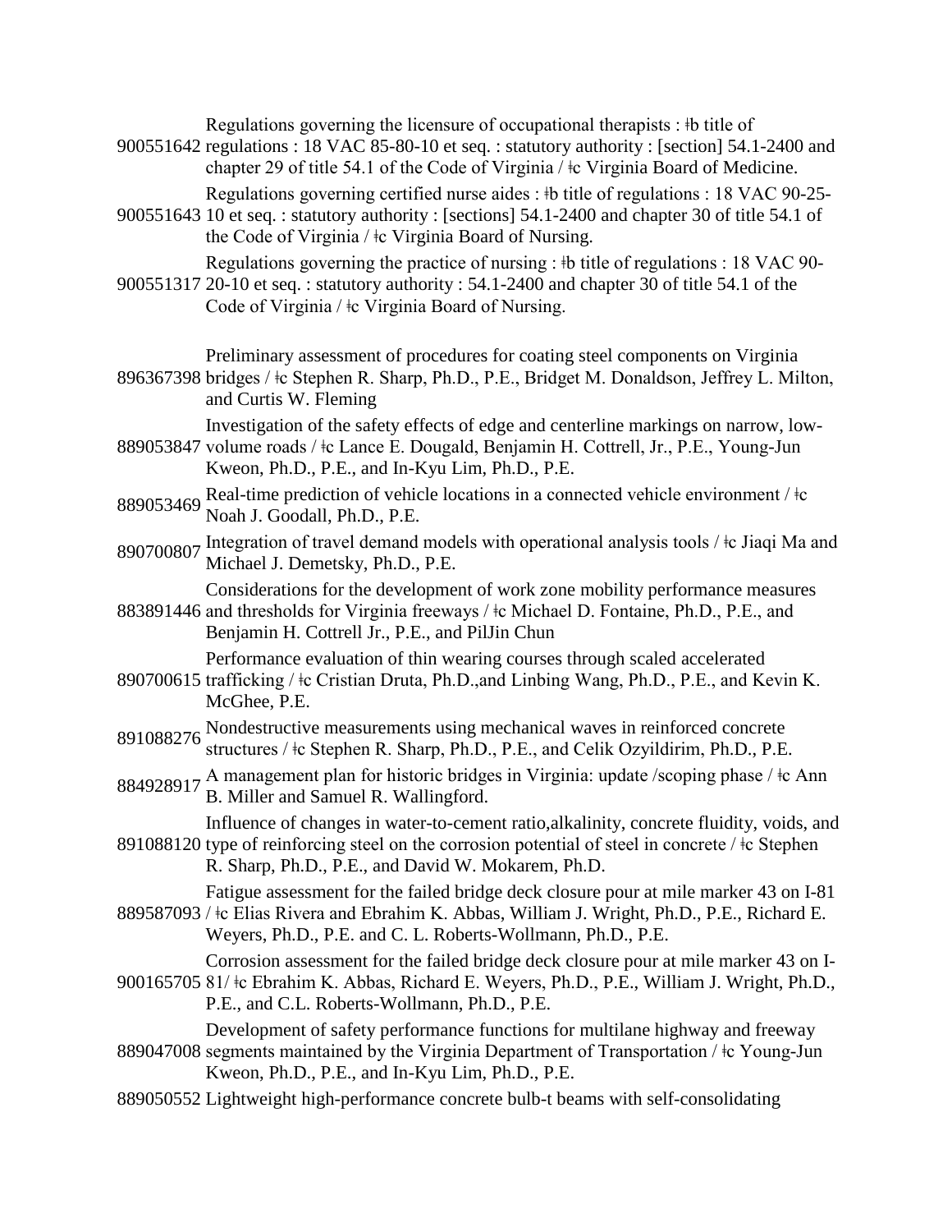900551642 Regulations governing the licensure of occupational therapists : ǂb title of regulations : 18 VAC 85-80-10 et seq. : statutory authority : [section] 54.1-2400 and chapter 29 of title 54.1 of the Code of Virginia / ǂc Virginia Board of Medicine.

900551643 Regulations governing certified nurse aides : ǂb title of regulations : 18 VAC 90-25-10 et seq. : statutory authority : [sections] 54.1-2400 and chapter 30 of title 54.1 of the Code of Virginia / ǂc Virginia Board of Nursing.

900551317 Regulations governing the practice of nursing : ǂb title of regulations : 18 VAC 90-20-10 et seq. : statutory authority : 54.1-2400 and chapter 30 of title 54.1 of the Code of Virginia / ǂc Virginia Board of Nursing.

896367398 Preliminary assessment of procedures for coating steel components on Virginia bridges / ǂc Stephen R. Sharp, Ph.D., P.E., Bridget M. Donaldson, Jeffrey L. Milton, and Curtis W. Fleming

889053847 Investigation of the safety effects of edge and centerline markings on narrow, low-volume roads / ǂc Lance E. Dougald, Benjamin H. Cottrell, Jr., P.E., Young-Jun Kweon, Ph.D., P.E., and In-Kyu Lim, Ph.D., P.E.

889053469 Real-time prediction of vehicle locations in a connected vehicle environment / ǂc Noah J. Goodall, Ph.D., P.E.

890700807 Integration of travel demand models with operational analysis tools / ǂc Jiaqi Ma and Michael J. Demetsky, Ph.D., P.E.

883891446 Considerations for the development of work zone mobility performance measures and thresholds for Virginia freeways / ǂc Michael D. Fontaine, Ph.D., P.E., and Benjamin H. Cottrell Jr., P.E., and PilJin Chun

890700615 Performance evaluation of thin wearing courses through scaled accelerated trafficking / ǂc Cristian Druta, Ph.D.,and Linbing Wang, Ph.D., P.E., and Kevin K. McGhee, P.E.

891088276 Nondestructive measurements using mechanical waves in reinforced concrete structures / ǂc Stephen R. Sharp, Ph.D., P.E., and Celik Ozyildirim, Ph.D., P.E.

884928917 A management plan for historic bridges in Virginia: update /scoping phase / ǂc Ann B. Miller and Samuel R. Wallingford.

891088120 Influence of changes in water-to-cement ratio,alkalinity, concrete fluidity, voids, and type of reinforcing steel on the corrosion potential of steel in concrete / ǂc Stephen R. Sharp, Ph.D., P.E., and David W. Mokarem, Ph.D.

889587093 Fatigue assessment for the failed bridge deck closure pour at mile marker 43 on I-81 / ǂc Elias Rivera and Ebrahim K. Abbas, William J. Wright, Ph.D., P.E., Richard E. Weyers, Ph.D., P.E. and C. L. Roberts-Wollmann, Ph.D., P.E.

900165705 Corrosion assessment for the failed bridge deck closure pour at mile marker 43 on I-81/ ǂc Ebrahim K. Abbas, Richard E. Weyers, Ph.D., P.E., William J. Wright, Ph.D., P.E., and C.L. Roberts-Wollmann, Ph.D., P.E.

889047008 Development of safety performance functions for multilane highway and freeway segments maintained by the Virginia Department of Transportation / ǂc Young-Jun Kweon, Ph.D., P.E., and In-Kyu Lim, Ph.D., P.E.

889050552 Lightweight high-performance concrete bulb-t beams with self-consolidating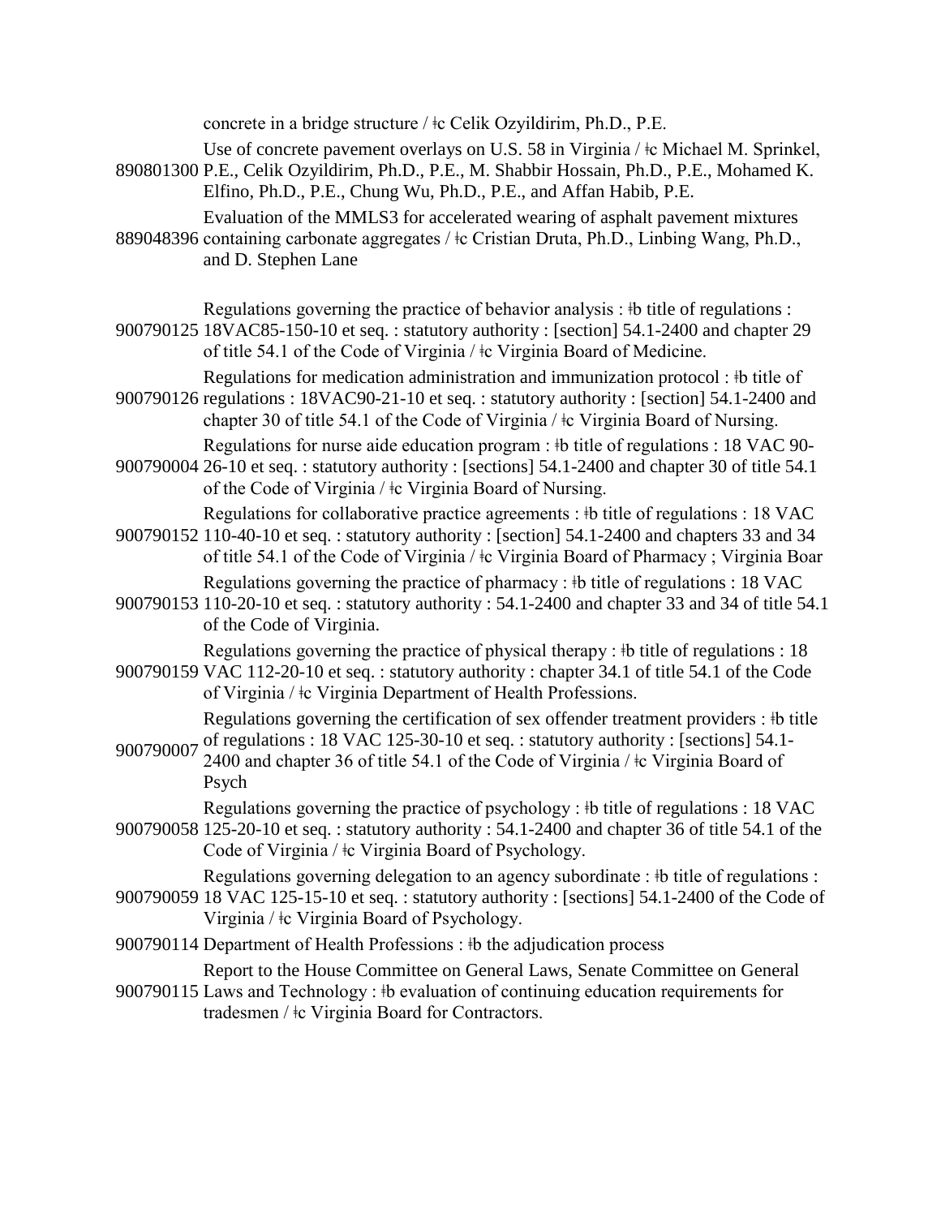| | |
|---|---|
| | concrete in a bridge structure / ǂc Celik Ozyildirim, Ph.D., P.E. |
| 890801300 | Use of concrete pavement overlays on U.S. 58 in Virginia / ǂc Michael M. Sprinkel, P.E., Celik Ozyildirim, Ph.D., P.E., M. Shabbir Hossain, Ph.D., P.E., Mohamed K. Elfino, Ph.D., P.E., Chung Wu, Ph.D., P.E., and Affan Habib, P.E. |
| 889048396 | Evaluation of the MMLS3 for accelerated wearing of asphalt pavement mixtures containing carbonate aggregates / ǂc Cristian Druta, Ph.D., Linbing Wang, Ph.D., and D. Stephen Lane |
| 900790125 | Regulations governing the practice of behavior analysis : ǂb title of regulations : 18VAC85-150-10 et seq. : statutory authority : [section] 54.1-2400 and chapter 29 of title 54.1 of the Code of Virginia / ǂc Virginia Board of Medicine. |
| 900790126 | Regulations for medication administration and immunization protocol : ǂb title of regulations : 18VAC90-21-10 et seq. : statutory authority : [section] 54.1-2400 and chapter 30 of title 54.1 of the Code of Virginia / ǂc Virginia Board of Nursing. |
| 900790004 | Regulations for nurse aide education program : ǂb title of regulations : 18 VAC 90-26-10 et seq. : statutory authority : [sections] 54.1-2400 and chapter 30 of title 54.1 of the Code of Virginia / ǂc Virginia Board of Nursing. |
| 900790152 | Regulations for collaborative practice agreements : ǂb title of regulations : 18 VAC 110-40-10 et seq. : statutory authority : [section] 54.1-2400 and chapters 33 and 34 of title 54.1 of the Code of Virginia / ǂc Virginia Board of Pharmacy ; Virginia Boar |
| 900790153 | Regulations governing the practice of pharmacy : ǂb title of regulations : 18 VAC 110-20-10 et seq. : statutory authority : 54.1-2400 and chapter 33 and 34 of title 54.1 of the Code of Virginia. |
| 900790159 | Regulations governing the practice of physical therapy : ǂb title of regulations : 18 VAC 112-20-10 et seq. : statutory authority : chapter 34.1 of title 54.1 of the Code of Virginia / ǂc Virginia Department of Health Professions. |
| 900790007 | Regulations governing the certification of sex offender treatment providers : ǂb title of regulations : 18 VAC 125-30-10 et seq. : statutory authority : [sections] 54.1-2400 and chapter 36 of title 54.1 of the Code of Virginia / ǂc Virginia Board of Psych |
| 900790058 | Regulations governing the practice of psychology : ǂb title of regulations : 18 VAC 125-20-10 et seq. : statutory authority : 54.1-2400 and chapter 36 of title 54.1 of the Code of Virginia / ǂc Virginia Board of Psychology. |
| 900790059 | Regulations governing delegation to an agency subordinate : ǂb title of regulations : 18 VAC 125-15-10 et seq. : statutory authority : [sections] 54.1-2400 of the Code of Virginia / ǂc Virginia Board of Psychology. |
| 900790114 | Department of Health Professions : ǂb the adjudication process |
| 900790115 | Report to the House Committee on General Laws, Senate Committee on General Laws and Technology : ǂb evaluation of continuing education requirements for tradesmen / ǂc Virginia Board for Contractors. |